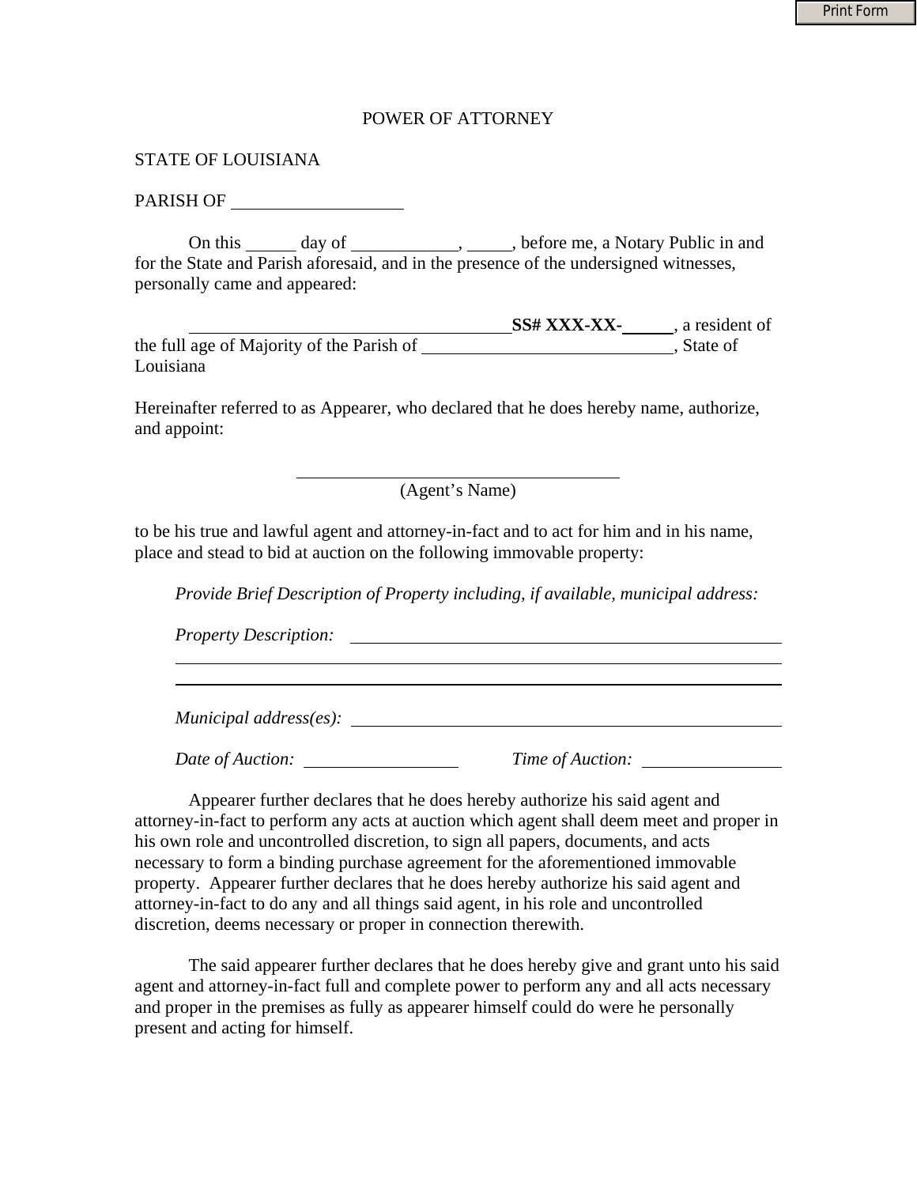# POWER OF ATTORNEY

STATE OF LOUISIANA

PARISH OF ____________________

On this ______ day of ____________, _____, before me, a Notary Public in and for the State and Parish aforesaid, and in the presence of the undersigned witnesses, personally came and appeared:

______________________________________**SS# XXX-XX-______**, a resident of the full age of Majority of the Parish of ______________________________, State of Louisiana

Hereinafter referred to as Appearer, who declared that he does hereby name, authorize, and appoint:

______________________________________
(Agent's Name)

to be his true and lawful agent and attorney-in-fact and to act for him and in his name, place and stead to bid at auction on the following immovable property:

*Provide Brief Description of Property including, if available, municipal address:*

*Property Description:* ________________________________________________
________________________________________________
________________________________________________

*Municipal address(es):* ________________________________________________

*Date of Auction:* __________________ *Time of Auction:* ________________

Appearer further declares that he does hereby authorize his said agent and attorney-in-fact to perform any acts at auction which agent shall deem meet and proper in his own role and uncontrolled discretion, to sign all papers, documents, and acts necessary to form a binding purchase agreement for the aforementioned immovable property. Appearer further declares that he does hereby authorize his said agent and attorney-in-fact to do any and all things said agent, in his role and uncontrolled discretion, deems necessary or proper in connection therewith.

The said appearer further declares that he does hereby give and grant unto his said agent and attorney-in-fact full and complete power to perform any and all acts necessary and proper in the premises as fully as appearer himself could do were he personally present and acting for himself.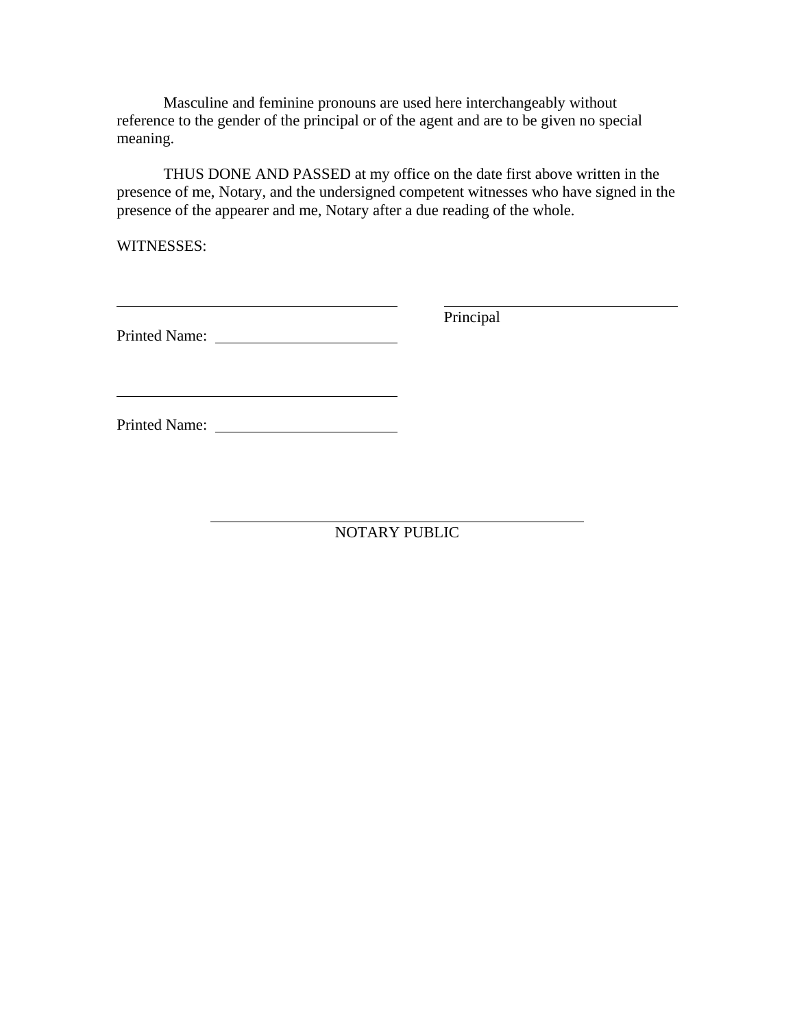Masculine and feminine pronouns are used here interchangeably without reference to the gender of the principal or of the agent and are to be given no special meaning.

THUS DONE AND PASSED at my office on the date first above written in the presence of me, Notary, and the undersigned competent witnesses who have signed in the presence of the appearer and me, Notary after a due reading of the whole.

WITNESSES:

______________________________ ______________________________
Principal

Printed Name: ____________________

______________________________

Printed Name: ____________________

______________________________
NOTARY PUBLIC